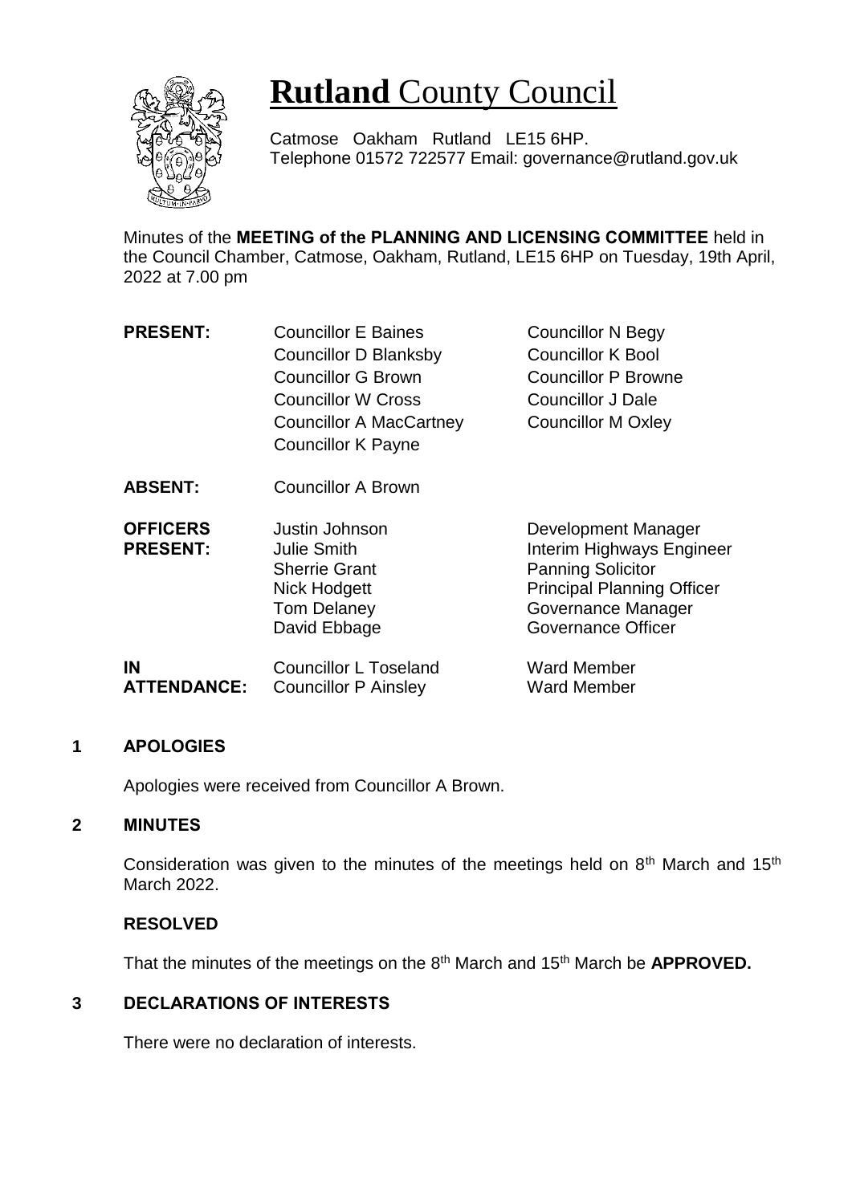# **Rutland** County Council

Catmose Oakham Rutland LE15 6HP.
Telephone 01572 722577 Email: governance@rutland.gov.uk

Minutes of the **MEETING of the PLANNING AND LICENSING COMMITTEE** held in the Council Chamber, Catmose, Oakham, Rutland, LE15 6HP on Tuesday, 19th April, 2022 at 7.00 pm

| | | |
|---|---|---|
| **PRESENT:** | Councillor E Baines | Councillor N Begy |
| | Councillor D Blanksby | Councillor K Bool |
| | Councillor G Brown | Councillor P Browne |
| | Councillor W Cross | Councillor J Dale |
| | Councillor A MacCartney | Councillor M Oxley |
| | Councillor K Payne | |
| **ABSENT:** | Councillor A Brown | |
| **OFFICERS PRESENT:** | Justin Johnson | Development Manager |
| | Julie Smith | Interim Highways Engineer |
| | Sherrie Grant | Panning Solicitor |
| | Nick Hodgett | Principal Planning Officer |
| | Tom Delaney | Governance Manager |
| | David Ebbage | Governance Officer |
| **IN ATTENDANCE:** | Councillor L Toseland | Ward Member |
| | Councillor P Ainsley | Ward Member |

## 1 APOLOGIES

Apologies were received from Councillor A Brown.

## 2 MINUTES

Consideration was given to the minutes of the meetings held on 8th March and 15th March 2022.

**RESOLVED**

That the minutes of the meetings on the 8th March and 15th March be **APPROVED.**

## 3 DECLARATIONS OF INTERESTS

There were no declaration of interests.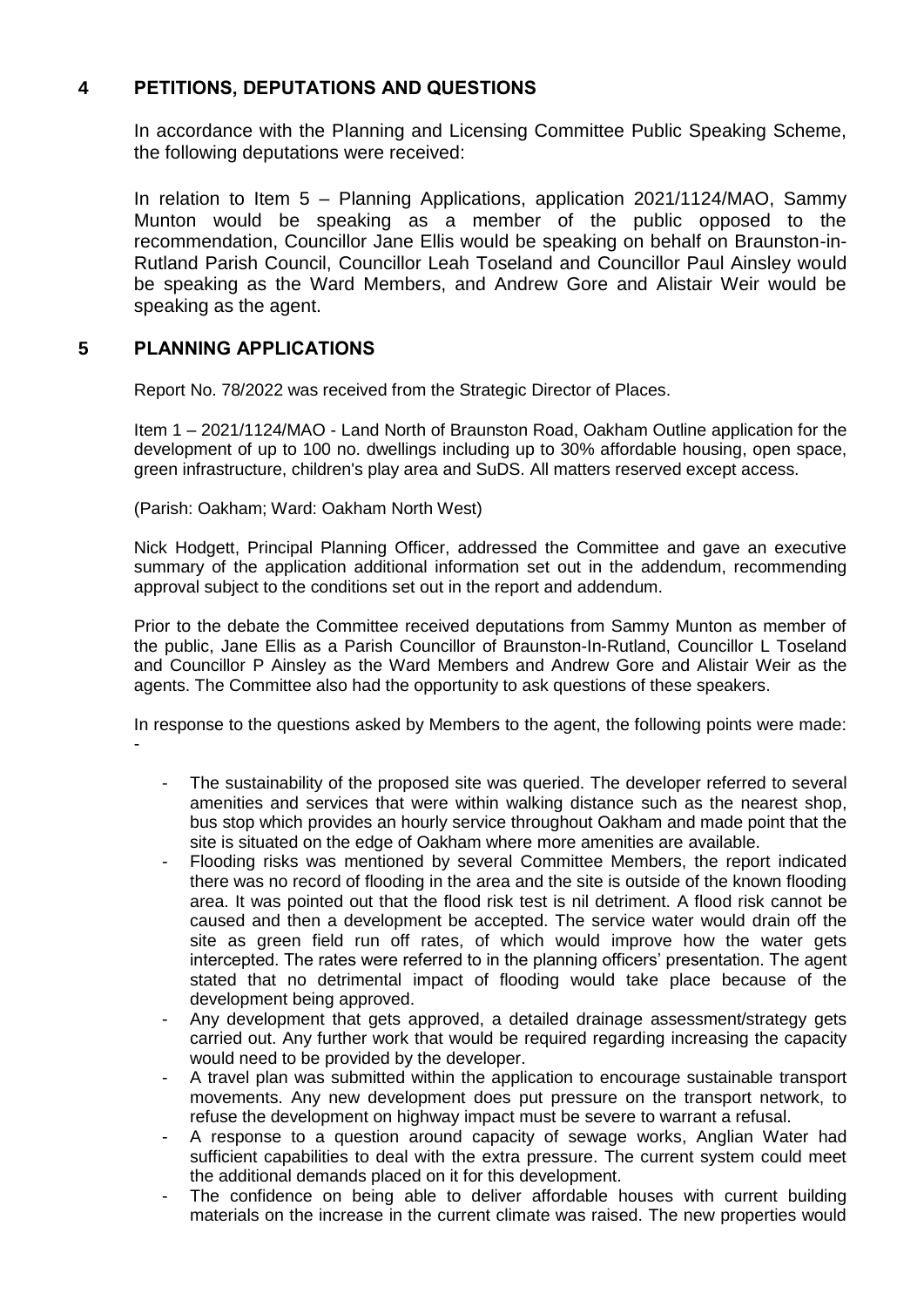## 4 PETITIONS, DEPUTATIONS AND QUESTIONS

In accordance with the Planning and Licensing Committee Public Speaking Scheme, the following deputations were received:

In relation to Item 5 – Planning Applications, application 2021/1124/MAO, Sammy Munton would be speaking as a member of the public opposed to the recommendation, Councillor Jane Ellis would be speaking on behalf on Braunston-in-Rutland Parish Council, Councillor Leah Toseland and Councillor Paul Ainsley would be speaking as the Ward Members, and Andrew Gore and Alistair Weir would be speaking as the agent.

## 5 PLANNING APPLICATIONS

Report No. 78/2022 was received from the Strategic Director of Places.

Item 1 – 2021/1124/MAO - Land North of Braunston Road, Oakham Outline application for the development of up to 100 no. dwellings including up to 30% affordable housing, open space, green infrastructure, children's play area and SuDS. All matters reserved except access.

(Parish: Oakham; Ward: Oakham North West)

Nick Hodgett, Principal Planning Officer, addressed the Committee and gave an executive summary of the application additional information set out in the addendum, recommending approval subject to the conditions set out in the report and addendum.

Prior to the debate the Committee received deputations from Sammy Munton as member of the public, Jane Ellis as a Parish Councillor of Braunston-In-Rutland, Councillor L Toseland and Councillor P Ainsley as the Ward Members and Andrew Gore and Alistair Weir as the agents. The Committee also had the opportunity to ask questions of these speakers.

In response to the questions asked by Members to the agent, the following points were made: -

- The sustainability of the proposed site was queried. The developer referred to several amenities and services that were within walking distance such as the nearest shop, bus stop which provides an hourly service throughout Oakham and made point that the site is situated on the edge of Oakham where more amenities are available.
- Flooding risks was mentioned by several Committee Members, the report indicated there was no record of flooding in the area and the site is outside of the known flooding area. It was pointed out that the flood risk test is nil detriment. A flood risk cannot be caused and then a development be accepted. The service water would drain off the site as green field run off rates, of which would improve how the water gets intercepted. The rates were referred to in the planning officers' presentation. The agent stated that no detrimental impact of flooding would take place because of the development being approved.
- Any development that gets approved, a detailed drainage assessment/strategy gets carried out. Any further work that would be required regarding increasing the capacity would need to be provided by the developer.
- A travel plan was submitted within the application to encourage sustainable transport movements. Any new development does put pressure on the transport network, to refuse the development on highway impact must be severe to warrant a refusal.
- A response to a question around capacity of sewage works, Anglian Water had sufficient capabilities to deal with the extra pressure. The current system could meet the additional demands placed on it for this development.
- The confidence on being able to deliver affordable houses with current building materials on the increase in the current climate was raised. The new properties would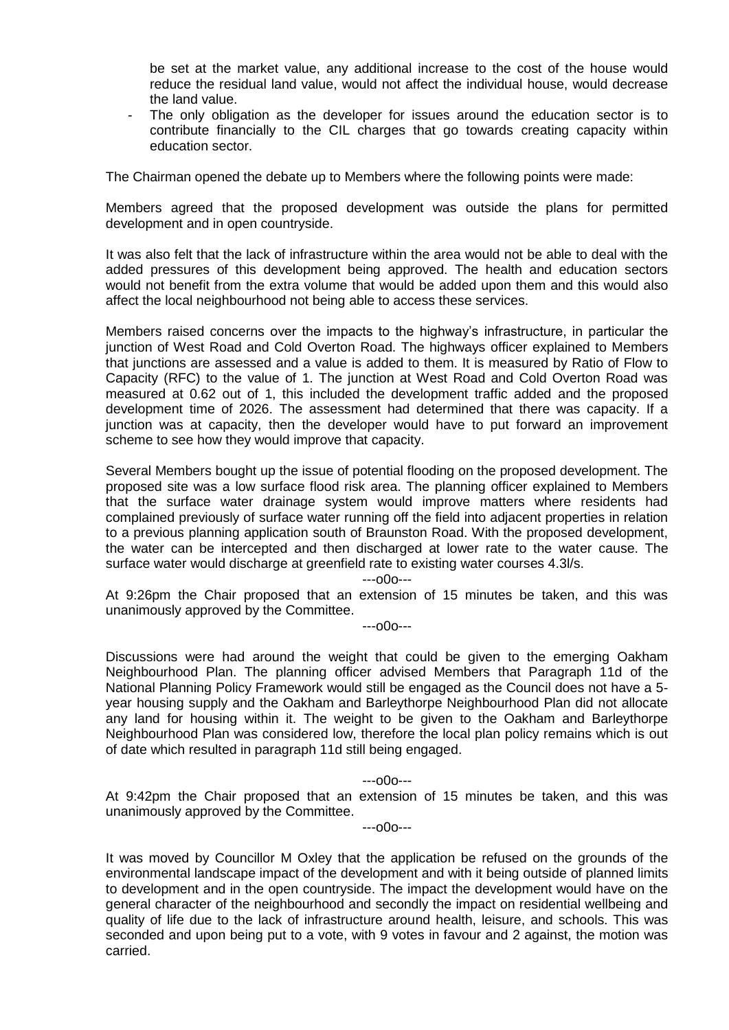be set at the market value, any additional increase to the cost of the house would reduce the residual land value, would not affect the individual house, would decrease the land value.

- The only obligation as the developer for issues around the education sector is to contribute financially to the CIL charges that go towards creating capacity within education sector.

The Chairman opened the debate up to Members where the following points were made:

Members agreed that the proposed development was outside the plans for permitted development and in open countryside.

It was also felt that the lack of infrastructure within the area would not be able to deal with the added pressures of this development being approved. The health and education sectors would not benefit from the extra volume that would be added upon them and this would also affect the local neighbourhood not being able to access these services.

Members raised concerns over the impacts to the highway's infrastructure, in particular the junction of West Road and Cold Overton Road. The highways officer explained to Members that junctions are assessed and a value is added to them. It is measured by Ratio of Flow to Capacity (RFC) to the value of 1. The junction at West Road and Cold Overton Road was measured at 0.62 out of 1, this included the development traffic added and the proposed development time of 2026. The assessment had determined that there was capacity. If a junction was at capacity, then the developer would have to put forward an improvement scheme to see how they would improve that capacity.

Several Members bought up the issue of potential flooding on the proposed development. The proposed site was a low surface flood risk area. The planning officer explained to Members that the surface water drainage system would improve matters where residents had complained previously of surface water running off the field into adjacent properties in relation to a previous planning application south of Braunston Road. With the proposed development, the water can be intercepted and then discharged at lower rate to the water cause. The surface water would discharge at greenfield rate to existing water courses 4.3l/s.

---o0o---

At 9:26pm the Chair proposed that an extension of 15 minutes be taken, and this was unanimously approved by the Committee.

---o0o---

Discussions were had around the weight that could be given to the emerging Oakham Neighbourhood Plan. The planning officer advised Members that Paragraph 11d of the National Planning Policy Framework would still be engaged as the Council does not have a 5-year housing supply and the Oakham and Barleythorpe Neighbourhood Plan did not allocate any land for housing within it. The weight to be given to the Oakham and Barleythorpe Neighbourhood Plan was considered low, therefore the local plan policy remains which is out of date which resulted in paragraph 11d still being engaged.

---o0o---

At 9:42pm the Chair proposed that an extension of 15 minutes be taken, and this was unanimously approved by the Committee.

---o0o---

It was moved by Councillor M Oxley that the application be refused on the grounds of the environmental landscape impact of the development and with it being outside of planned limits to development and in the open countryside. The impact the development would have on the general character of the neighbourhood and secondly the impact on residential wellbeing and quality of life due to the lack of infrastructure around health, leisure, and schools. This was seconded and upon being put to a vote, with 9 votes in favour and 2 against, the motion was carried.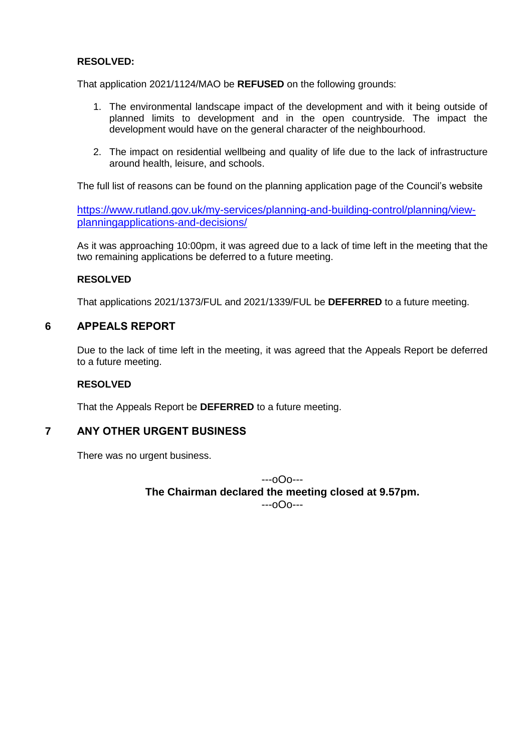**RESOLVED:**

That application 2021/1124/MAO be **REFUSED** on the following grounds:

1. The environmental landscape impact of the development and with it being outside of planned limits to development and in the open countryside. The impact the development would have on the general character of the neighbourhood.
2. The impact on residential wellbeing and quality of life due to the lack of infrastructure around health, leisure, and schools.

The full list of reasons can be found on the planning application page of the Council's website

https://www.rutland.gov.uk/my-services/planning-and-building-control/planning/view-planningapplications-and-decisions/

As it was approaching 10:00pm, it was agreed due to a lack of time left in the meeting that the two remaining applications be deferred to a future meeting.

**RESOLVED**

That applications 2021/1373/FUL and 2021/1339/FUL be **DEFERRED** to a future meeting.

## 6 APPEALS REPORT

Due to the lack of time left in the meeting, it was agreed that the Appeals Report be deferred to a future meeting.

**RESOLVED**

That the Appeals Report be **DEFERRED** to a future meeting.

## 7 ANY OTHER URGENT BUSINESS

There was no urgent business.

---oOo---

**The Chairman declared the meeting closed at 9.57pm.**

---oOo---